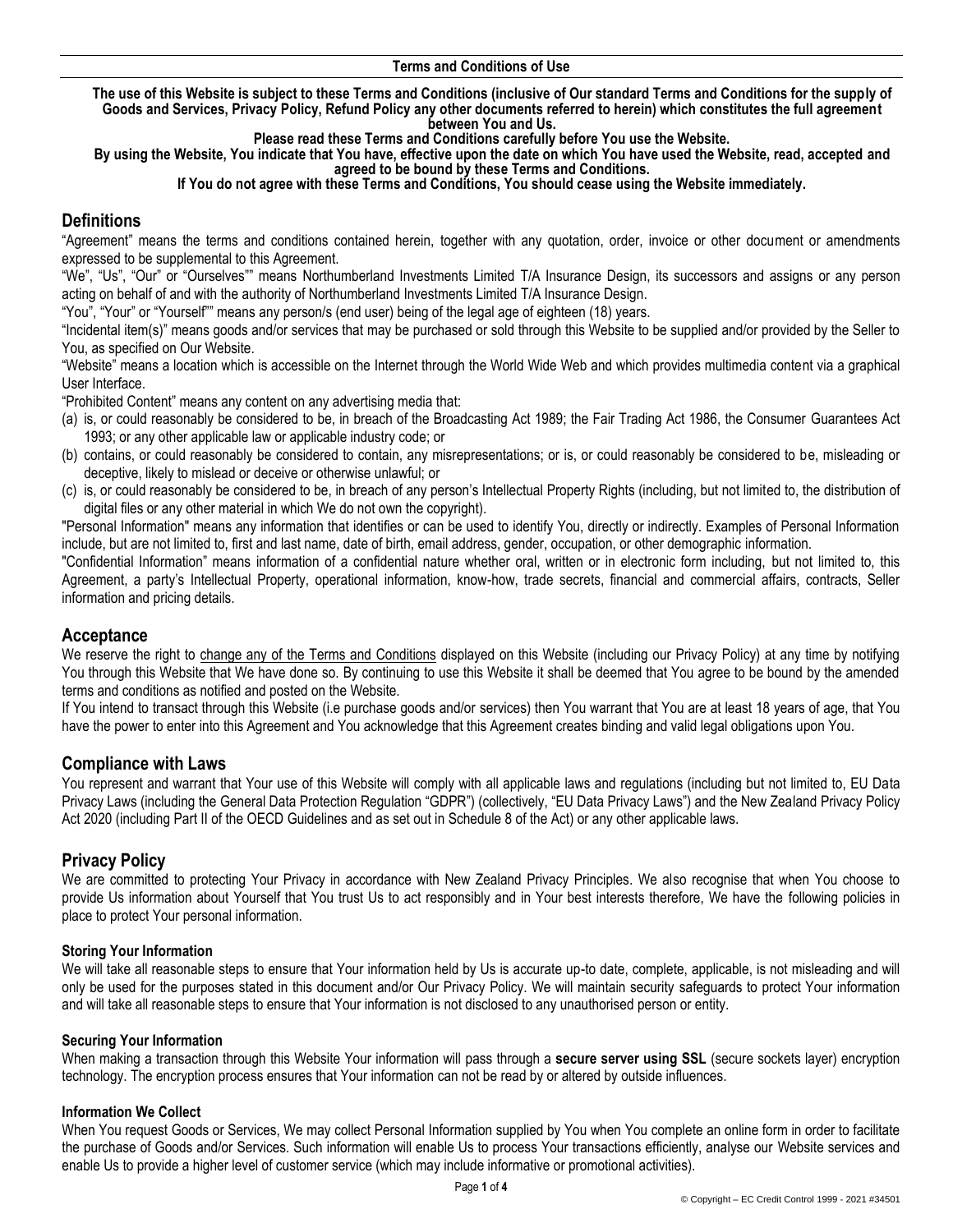**Terms and Conditions of Use**

**The use of this Website is subject to these Terms and Conditions (inclusive of Our standard Terms and Conditions for the supply of Goods and Services, Privacy Policy, Refund Policy any other documents referred to herein) which constitutes the full agreement between You and Us.**

**Please read these Terms and Conditions carefully before You use the Website.**

**By using the Website, You indicate that You have, effective upon the date on which You have used the Website, read, accepted and agreed to be bound by these Terms and Conditions.**

**If You do not agree with these Terms and Conditions, You should cease using the Website immediately.**

## Definitions

"Agreement" means the terms and conditions contained herein, together with any quotation, order, invoice or other document or amendments expressed to be supplemental to this Agreement.

"We", "Us", "Our" or "Ourselves"" means Northumberland Investments Limited T/A Insurance Design, its successors and assigns or any person acting on behalf of and with the authority of Northumberland Investments Limited T/A Insurance Design.

"You", "Your" or "Yourself"" means any person/s (end user) being of the legal age of eighteen (18) years.

"Incidental item(s)" means goods and/or services that may be purchased or sold through this Website to be supplied and/or provided by the Seller to You, as specified on Our Website.

"Website" means a location which is accessible on the Internet through the World Wide Web and which provides multimedia content via a graphical User Interface.

"Prohibited Content" means any content on any advertising media that:

(a) is, or could reasonably be considered to be, in breach of the Broadcasting Act 1989; the Fair Trading Act 1986, the Consumer Guarantees Act 1993; or any other applicable law or applicable industry code; or
(b) contains, or could reasonably be considered to contain, any misrepresentations; or is, or could reasonably be considered to be, misleading or deceptive, likely to mislead or deceive or otherwise unlawful; or
(c) is, or could reasonably be considered to be, in breach of any person's Intellectual Property Rights (including, but not limited to, the distribution of digital files or any other material in which We do not own the copyright).

"Personal Information" means any information that identifies or can be used to identify You, directly or indirectly. Examples of Personal Information include, but are not limited to, first and last name, date of birth, email address, gender, occupation, or other demographic information.

"Confidential Information" means information of a confidential nature whether oral, written or in electronic form including, but not limited to, this Agreement, a party's Intellectual Property, operational information, know-how, trade secrets, financial and commercial affairs, contracts, Seller information and pricing details.

## Acceptance

We reserve the right to change any of the Terms and Conditions displayed on this Website (including our Privacy Policy) at any time by notifying You through this Website that We have done so. By continuing to use this Website it shall be deemed that You agree to be bound by the amended terms and conditions as notified and posted on the Website.

If You intend to transact through this Website (i.e purchase goods and/or services) then You warrant that You are at least 18 years of age, that You have the power to enter into this Agreement and You acknowledge that this Agreement creates binding and valid legal obligations upon You.

## Compliance with Laws

You represent and warrant that Your use of this Website will comply with all applicable laws and regulations (including but not limited to, EU Data Privacy Laws (including the General Data Protection Regulation "GDPR") (collectively, "EU Data Privacy Laws") and the New Zealand Privacy Policy Act 2020 (including Part II of the OECD Guidelines and as set out in Schedule 8 of the Act) or any other applicable laws.

## Privacy Policy

We are committed to protecting Your Privacy in accordance with New Zealand Privacy Principles. We also recognise that when You choose to provide Us information about Yourself that You trust Us to act responsibly and in Your best interests therefore, We have the following policies in place to protect Your personal information.

### Storing Your Information

We will take all reasonable steps to ensure that Your information held by Us is accurate up-to date, complete, applicable, is not misleading and will only be used for the purposes stated in this document and/or Our Privacy Policy. We will maintain security safeguards to protect Your information and will take all reasonable steps to ensure that Your information is not disclosed to any unauthorised person or entity.

### Securing Your Information

When making a transaction through this Website Your information will pass through a **secure server using SSL** (secure sockets layer) encryption technology. The encryption process ensures that Your information can not be read by or altered by outside influences.

### Information We Collect

When You request Goods or Services, We may collect Personal Information supplied by You when You complete an online form in order to facilitate the purchase of Goods and/or Services. Such information will enable Us to process Your transactions efficiently, analyse our Website services and enable Us to provide a higher level of customer service (which may include informative or promotional activities).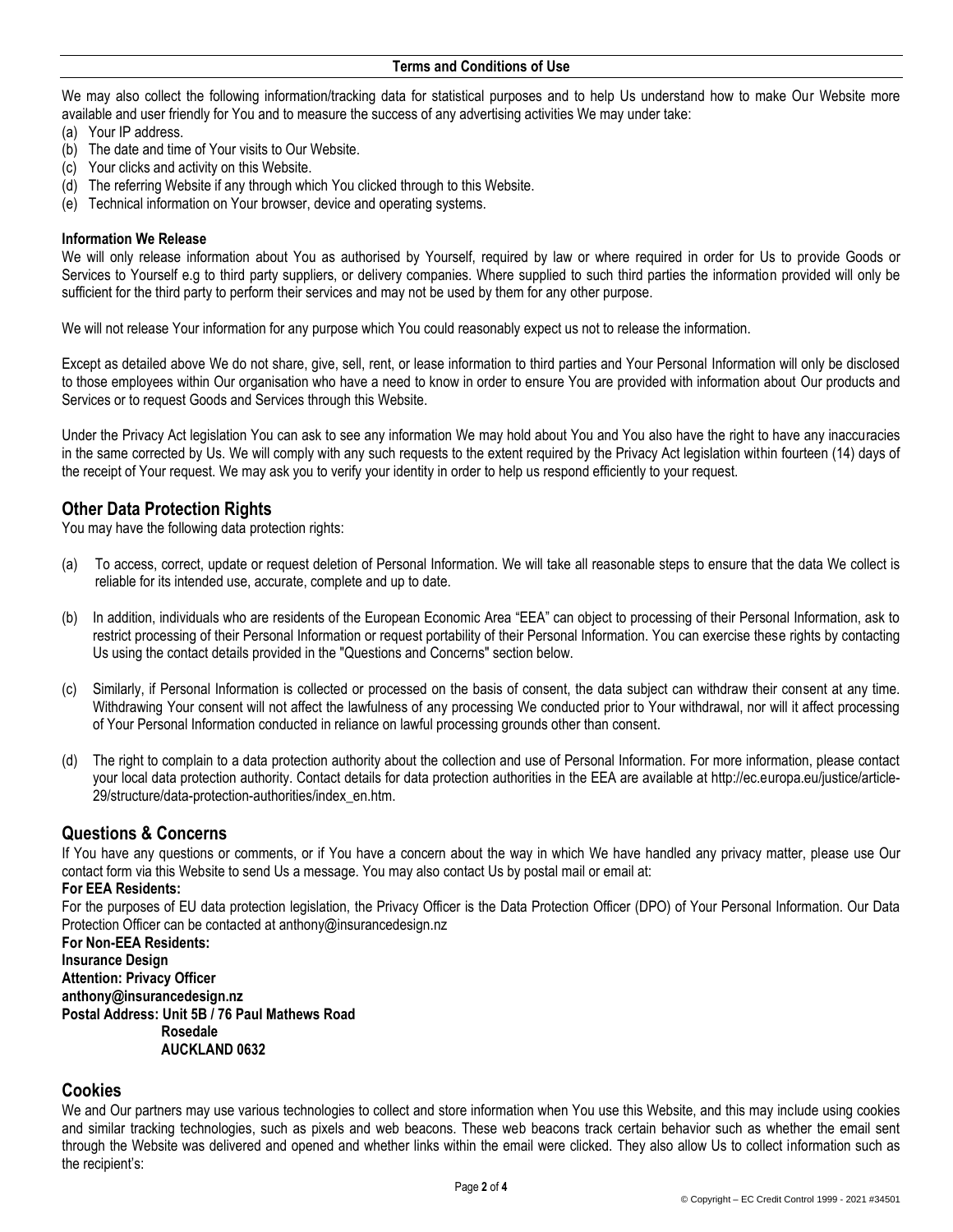We may also collect the following information/tracking data for statistical purposes and to help Us understand how to make Our Website more available and user friendly for You and to measure the success of any advertising activities We may under take:

(a) Your IP address.
(b) The date and time of Your visits to Our Website.
(c) Your clicks and activity on this Website.
(d) The referring Website if any through which You clicked through to this Website.
(e) Technical information on Your browser, device and operating systems.

**Information We Release**

We will only release information about You as authorised by Yourself, required by law or where required in order for Us to provide Goods or Services to Yourself e.g to third party suppliers, or delivery companies. Where supplied to such third parties the information provided will only be sufficient for the third party to perform their services and may not be used by them for any other purpose.

We will not release Your information for any purpose which You could reasonably expect us not to release the information.

Except as detailed above We do not share, give, sell, rent, or lease information to third parties and Your Personal Information will only be disclosed to those employees within Our organisation who have a need to know in order to ensure You are provided with information about Our products and Services or to request Goods and Services through this Website.

Under the Privacy Act legislation You can ask to see any information We may hold about You and You also have the right to have any inaccuracies in the same corrected by Us. We will comply with any such requests to the extent required by the Privacy Act legislation within fourteen (14) days of the receipt of Your request. We may ask you to verify your identity in order to help us respond efficiently to your request.

## Other Data Protection Rights

You may have the following data protection rights:

(a) To access, correct, update or request deletion of Personal Information. We will take all reasonable steps to ensure that the data We collect is reliable for its intended use, accurate, complete and up to date.

(b) In addition, individuals who are residents of the European Economic Area "EEA" can object to processing of their Personal Information, ask to restrict processing of their Personal Information or request portability of their Personal Information. You can exercise these rights by contacting Us using the contact details provided in the "Questions and Concerns" section below.

(c) Similarly, if Personal Information is collected or processed on the basis of consent, the data subject can withdraw their consent at any time. Withdrawing Your consent will not affect the lawfulness of any processing We conducted prior to Your withdrawal, nor will it affect processing of Your Personal Information conducted in reliance on lawful processing grounds other than consent.

(d) The right to complain to a data protection authority about the collection and use of Personal Information. For more information, please contact your local data protection authority. Contact details for data protection authorities in the EEA are available at http://ec.europa.eu/justice/article-29/structure/data-protection-authorities/index_en.htm.

## Questions & Concerns

If You have any questions or comments, or if You have a concern about the way in which We have handled any privacy matter, please use Our contact form via this Website to send Us a message. You may also contact Us by postal mail or email at:

**For EEA Residents:**

For the purposes of EU data protection legislation, the Privacy Officer is the Data Protection Officer (DPO) of Your Personal Information. Our Data Protection Officer can be contacted at anthony@insurancedesign.nz

**For Non-EEA Residents:**
**Insurance Design**
**Attention: Privacy Officer**
**anthony@insurancedesign.nz**
**Postal Address: Unit 5B / 76 Paul Mathews Road**
**Rosedale**
**AUCKLAND 0632**

## Cookies

We and Our partners may use various technologies to collect and store information when You use this Website, and this may include using cookies and similar tracking technologies, such as pixels and web beacons. These web beacons track certain behavior such as whether the email sent through the Website was delivered and opened and whether links within the email were clicked. They also allow Us to collect information such as the recipient's: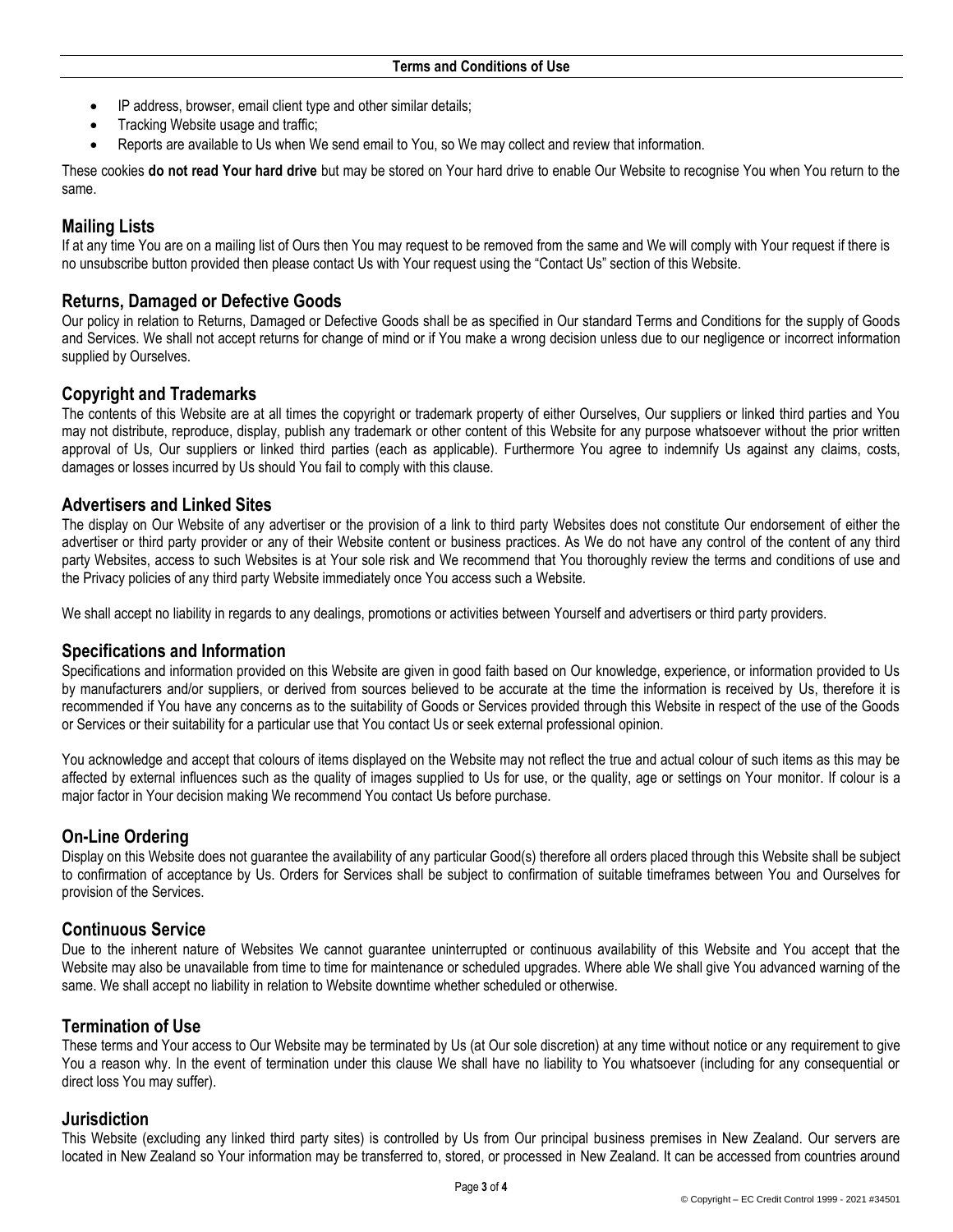- IP address, browser, email client type and other similar details;
- Tracking Website usage and traffic;
- Reports are available to Us when We send email to You, so We may collect and review that information.

These cookies **do not read Your hard drive** but may be stored on Your hard drive to enable Our Website to recognise You when You return to the same.

## Mailing Lists

If at any time You are on a mailing list of Ours then You may request to be removed from the same and We will comply with Your request if there is no unsubscribe button provided then please contact Us with Your request using the "Contact Us" section of this Website.

## Returns, Damaged or Defective Goods

Our policy in relation to Returns, Damaged or Defective Goods shall be as specified in Our standard Terms and Conditions for the supply of Goods and Services. We shall not accept returns for change of mind or if You make a wrong decision unless due to our negligence or incorrect information supplied by Ourselves.

## Copyright and Trademarks

The contents of this Website are at all times the copyright or trademark property of either Ourselves, Our suppliers or linked third parties and You may not distribute, reproduce, display, publish any trademark or other content of this Website for any purpose whatsoever without the prior written approval of Us, Our suppliers or linked third parties (each as applicable). Furthermore You agree to indemnify Us against any claims, costs, damages or losses incurred by Us should You fail to comply with this clause.

## Advertisers and Linked Sites

The display on Our Website of any advertiser or the provision of a link to third party Websites does not constitute Our endorsement of either the advertiser or third party provider or any of their Website content or business practices. As We do not have any control of the content of any third party Websites, access to such Websites is at Your sole risk and We recommend that You thoroughly review the terms and conditions of use and the Privacy policies of any third party Website immediately once You access such a Website.

We shall accept no liability in regards to any dealings, promotions or activities between Yourself and advertisers or third party providers.

## Specifications and Information

Specifications and information provided on this Website are given in good faith based on Our knowledge, experience, or information provided to Us by manufacturers and/or suppliers, or derived from sources believed to be accurate at the time the information is received by Us, therefore it is recommended if You have any concerns as to the suitability of Goods or Services provided through this Website in respect of the use of the Goods or Services or their suitability for a particular use that You contact Us or seek external professional opinion.

You acknowledge and accept that colours of items displayed on the Website may not reflect the true and actual colour of such items as this may be affected by external influences such as the quality of images supplied to Us for use, or the quality, age or settings on Your monitor. If colour is a major factor in Your decision making We recommend You contact Us before purchase.

## On-Line Ordering

Display on this Website does not guarantee the availability of any particular Good(s) therefore all orders placed through this Website shall be subject to confirmation of acceptance by Us. Orders for Services shall be subject to confirmation of suitable timeframes between You and Ourselves for provision of the Services.

## Continuous Service

Due to the inherent nature of Websites We cannot guarantee uninterrupted or continuous availability of this Website and You accept that the Website may also be unavailable from time to time for maintenance or scheduled upgrades. Where able We shall give You advanced warning of the same. We shall accept no liability in relation to Website downtime whether scheduled or otherwise.

## Termination of Use

These terms and Your access to Our Website may be terminated by Us (at Our sole discretion) at any time without notice or any requirement to give You a reason why. In the event of termination under this clause We shall have no liability to You whatsoever (including for any consequential or direct loss You may suffer).

## Jurisdiction

This Website (excluding any linked third party sites) is controlled by Us from Our principal business premises in New Zealand. Our servers are located in New Zealand so Your information may be transferred to, stored, or processed in New Zealand. It can be accessed from countries around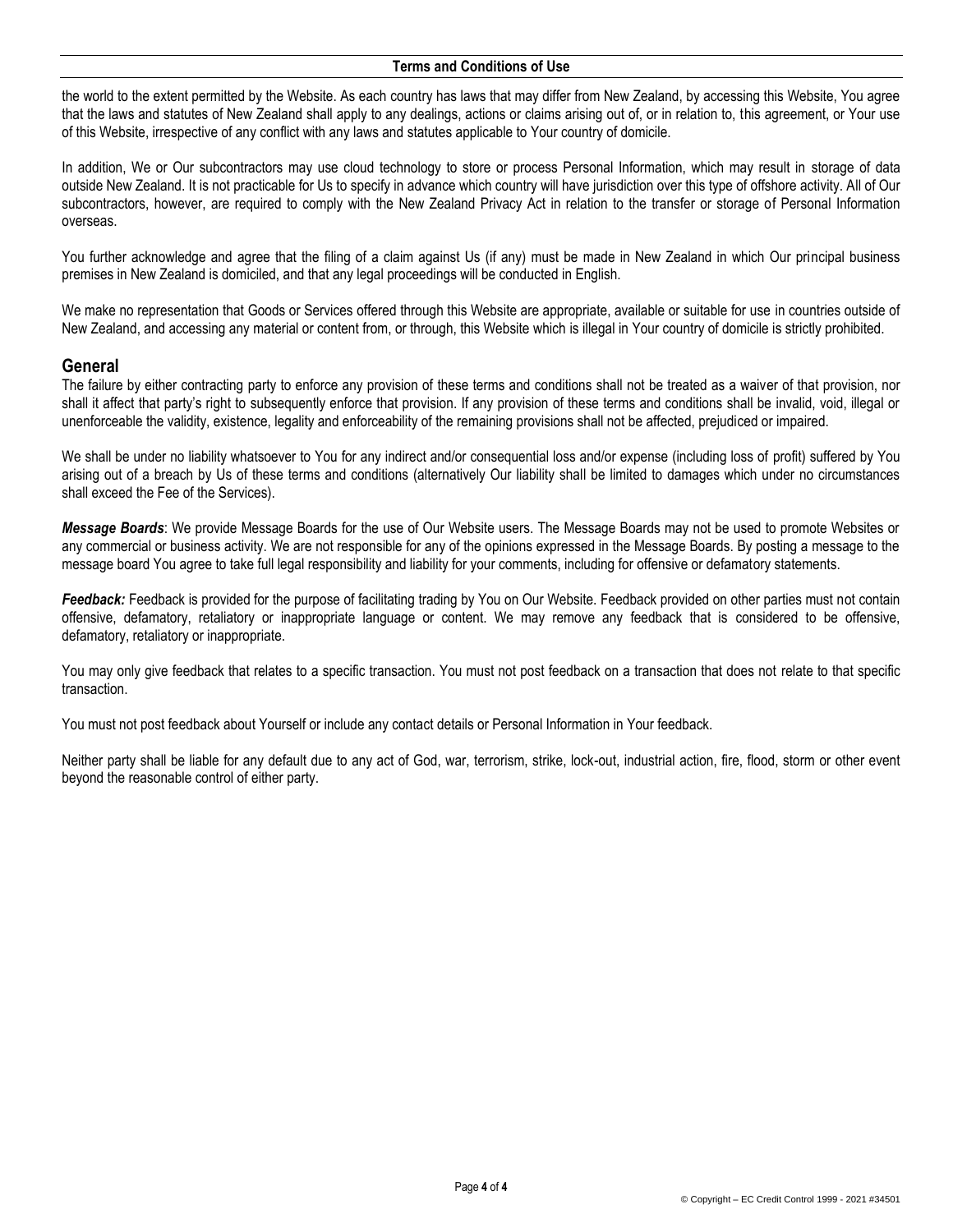the world to the extent permitted by the Website. As each country has laws that may differ from New Zealand, by accessing this Website, You agree that the laws and statutes of New Zealand shall apply to any dealings, actions or claims arising out of, or in relation to, this agreement, or Your use of this Website, irrespective of any conflict with any laws and statutes applicable to Your country of domicile.

In addition, We or Our subcontractors may use cloud technology to store or process Personal Information, which may result in storage of data outside New Zealand. It is not practicable for Us to specify in advance which country will have jurisdiction over this type of offshore activity. All of Our subcontractors, however, are required to comply with the New Zealand Privacy Act in relation to the transfer or storage of Personal Information overseas.

You further acknowledge and agree that the filing of a claim against Us (if any) must be made in New Zealand in which Our principal business premises in New Zealand is domiciled, and that any legal proceedings will be conducted in English.

We make no representation that Goods or Services offered through this Website are appropriate, available or suitable for use in countries outside of New Zealand, and accessing any material or content from, or through, this Website which is illegal in Your country of domicile is strictly prohibited.

## General

The failure by either contracting party to enforce any provision of these terms and conditions shall not be treated as a waiver of that provision, nor shall it affect that party's right to subsequently enforce that provision. If any provision of these terms and conditions shall be invalid, void, illegal or unenforceable the validity, existence, legality and enforceability of the remaining provisions shall not be affected, prejudiced or impaired.

We shall be under no liability whatsoever to You for any indirect and/or consequential loss and/or expense (including loss of profit) suffered by You arising out of a breach by Us of these terms and conditions (alternatively Our liability shall be limited to damages which under no circumstances shall exceed the Fee of the Services).

***Message Boards***: We provide Message Boards for the use of Our Website users. The Message Boards may not be used to promote Websites or any commercial or business activity. We are not responsible for any of the opinions expressed in the Message Boards. By posting a message to the message board You agree to take full legal responsibility and liability for your comments, including for offensive or defamatory statements.

***Feedback:*** Feedback is provided for the purpose of facilitating trading by You on Our Website. Feedback provided on other parties must not contain offensive, defamatory, retaliatory or inappropriate language or content. We may remove any feedback that is considered to be offensive, defamatory, retaliatory or inappropriate.

You may only give feedback that relates to a specific transaction. You must not post feedback on a transaction that does not relate to that specific transaction.

You must not post feedback about Yourself or include any contact details or Personal Information in Your feedback.

Neither party shall be liable for any default due to any act of God, war, terrorism, strike, lock-out, industrial action, fire, flood, storm or other event beyond the reasonable control of either party.